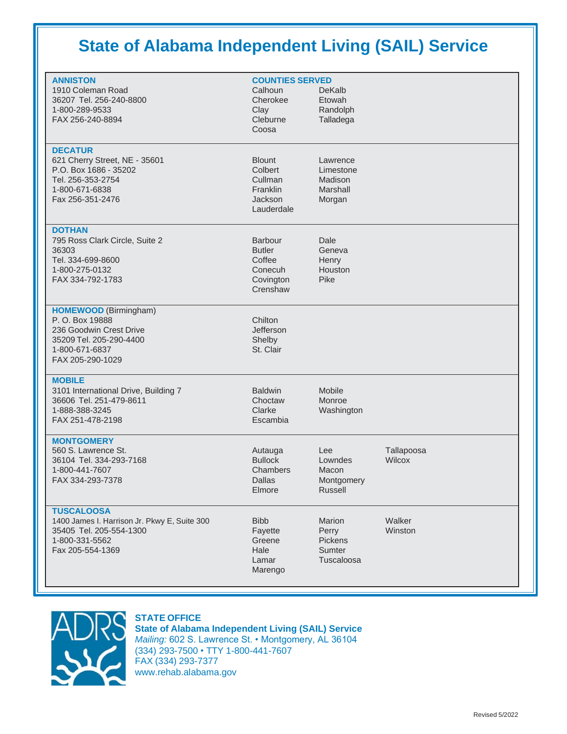# State of Alabama Independent Living (SAIL) Service

| Office | Counties Served | | |
|---|---|---|---|
| **ANNISTON**<br>1910 Coleman Road<br>36207 Tel. 256-240-8800<br>1-800-289-9533<br>FAX 256-240-8894 | Calhoun<br>Cherokee<br>Clay<br>Cleburne<br>Coosa | DeKalb<br>Etowah<br>Randolph<br>Talladega | |
| **DECATUR**<br>621 Cherry Street, NE - 35601<br>P.O. Box 1686 - 35202<br>Tel. 256-353-2754<br>1-800-671-6838<br>Fax 256-351-2476 | Blount<br>Colbert<br>Cullman<br>Franklin<br>Jackson<br>Lauderdale | Lawrence<br>Limestone<br>Madison<br>Marshall<br>Morgan | |
| **DOTHAN**<br>795 Ross Clark Circle, Suite 2<br>36303<br>Tel. 334-699-8600<br>1-800-275-0132<br>FAX 334-792-1783 | Barbour<br>Butler<br>Coffee<br>Conecuh<br>Covington<br>Crenshaw | Dale<br>Geneva<br>Henry<br>Houston<br>Pike | |
| **HOMEWOOD** (Birmingham)<br>P. O. Box 19888<br>236 Goodwin Crest Drive<br>35209 Tel. 205-290-4400<br>1-800-671-6837<br>FAX 205-290-1029 | Chilton<br>Jefferson<br>Shelby<br>St. Clair | | |
| **MOBILE**<br>3101 International Drive, Building 7<br>36606 Tel. 251-479-8611<br>1-888-388-3245<br>FAX 251-478-2198 | Baldwin<br>Choctaw<br>Clarke<br>Escambia | Mobile<br>Monroe<br>Washington | |
| **MONTGOMERY**<br>560 S. Lawrence St.<br>36104 Tel. 334-293-7168<br>1-800-441-7607<br>FAX 334-293-7378 | Autauga<br>Bullock<br>Chambers<br>Dallas<br>Elmore | Lee<br>Lowndes<br>Macon<br>Montgomery<br>Russell | Tallapoosa<br>Wilcox |
| **TUSCALOOSA**<br>1400 James I. Harrison Jr. Pkwy E, Suite 300<br>35405 Tel. 205-554-1300<br>1-800-331-5562<br>Fax 205-554-1369 | Bibb<br>Fayette<br>Greene<br>Hale<br>Lamar<br>Marengo | Marion<br>Perry<br>Pickens<br>Sumter<br>Tuscaloosa | Walker<br>Winston |

**STATE OFFICE**
**State of Alabama Independent Living (SAIL) Service**
*Mailing:* 602 S. Lawrence St. • Montgomery, AL 36104
(334) 293-7500 • TTY 1-800-441-7607
FAX (334) 293-7377
www.rehab.alabama.gov

Revised 5/2022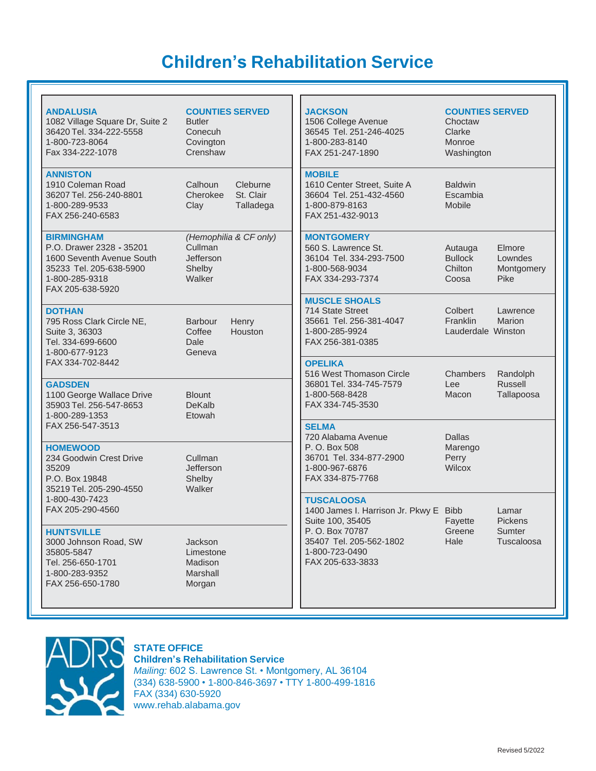# Children's Rehabilitation Service

| Office | Counties Served |
|---|---|
| **ANDALUSIA**<br>1082 Village Square Dr, Suite 2<br>36420 Tel. 334-222-5558<br>1-800-723-8064<br>Fax 334-222-1078 | Butler<br>Conecuh<br>Covington<br>Crenshaw |
| **ANNISTON**<br>1910 Coleman Road<br>36207 Tel. 256-240-8801<br>1-800-289-9533<br>FAX 256-240-6583 | Calhoun<br>Cherokee<br>Clay<br>Cleburne<br>St. Clair<br>Talladega |
| **BIRMINGHAM**<br>P.O. Drawer 2328 - 35201<br>1600 Seventh Avenue South<br>35233 Tel. 205-638-5900<br>1-800-285-9318<br>FAX 205-638-5920 | *(Hemophilia & CF only)*<br>Cullman<br>Jefferson<br>Shelby<br>Walker |
| **DOTHAN**<br>795 Ross Clark Circle NE,<br>Suite 3, 36303<br>Tel. 334-699-6600<br>1-800-677-9123<br>FAX 334-702-8442 | Barbour<br>Coffee<br>Dale<br>Geneva<br>Henry<br>Houston |
| **GADSDEN**<br>1100 George Wallace Drive<br>35903 Tel. 256-547-8653<br>1-800-289-1353<br>FAX 256-547-3513 | Blount<br>DeKalb<br>Etowah |
| **HOMEWOOD**<br>234 Goodwin Crest Drive<br>35209<br>P.O. Box 19848<br>35219 Tel. 205-290-4550<br>1-800-430-7423<br>FAX 205-290-4560 | Cullman<br>Jefferson<br>Shelby<br>Walker |
| **HUNTSVILLE**<br>3000 Johnson Road, SW<br>35805-5847<br>Tel. 256-650-1701<br>1-800-283-9352<br>FAX 256-650-1780 | Jackson<br>Limestone<br>Madison<br>Marshall<br>Morgan |
| **JACKSON**<br>1506 College Avenue<br>36545 Tel. 251-246-4025<br>1-800-283-8140<br>FAX 251-247-1890 | Choctaw<br>Clarke<br>Monroe<br>Washington |
| **MOBILE**<br>1610 Center Street, Suite A<br>36604 Tel. 251-432-4560<br>1-800-879-8163<br>FAX 251-432-9013 | Baldwin<br>Escambia<br>Mobile |
| **MONTGOMERY**<br>560 S. Lawrence St.<br>36104 Tel. 334-293-7500<br>1-800-568-9034<br>FAX 334-293-7374 | Autauga<br>Bullock<br>Chilton<br>Coosa<br>Elmore<br>Lowndes<br>Montgomery<br>Pike |
| **MUSCLE SHOALS**<br>714 State Street<br>35661 Tel. 256-381-4047<br>1-800-285-9924<br>FAX 256-381-0385 | Colbert<br>Franklin<br>Lauderdale<br>Lawrence<br>Marion<br>Winston |
| **OPELIKA**<br>516 West Thomason Circle<br>36801 Tel. 334-745-7579<br>1-800-568-8428<br>FAX 334-745-3530 | Chambers<br>Lee<br>Macon<br>Randolph<br>Russell<br>Tallapoosa |
| **SELMA**<br>720 Alabama Avenue<br>P. O. Box 508<br>36701 Tel. 334-877-2900<br>1-800-967-6876<br>FAX 334-875-7768 | Dallas<br>Marengo<br>Perry<br>Wilcox |
| **TUSCALOOSA**<br>1400 James I. Harrison Jr. Pkwy E<br>Suite 100, 35405<br>P. O. Box 70787<br>35407 Tel. 205-562-1802<br>1-800-723-0490<br>FAX 205-633-3833 | Bibb<br>Fayette<br>Greene<br>Hale<br>Lamar<br>Pickens<br>Sumter<br>Tuscaloosa |

**STATE OFFICE**
**Children's Rehabilitation Service**
*Mailing:* 602 S. Lawrence St. • Montgomery, AL 36104
(334) 638-5900 • 1-800-846-3697 • TTY 1-800-499-1816
FAX (334) 630-5920
www.rehab.alabama.gov

Revised 5/2022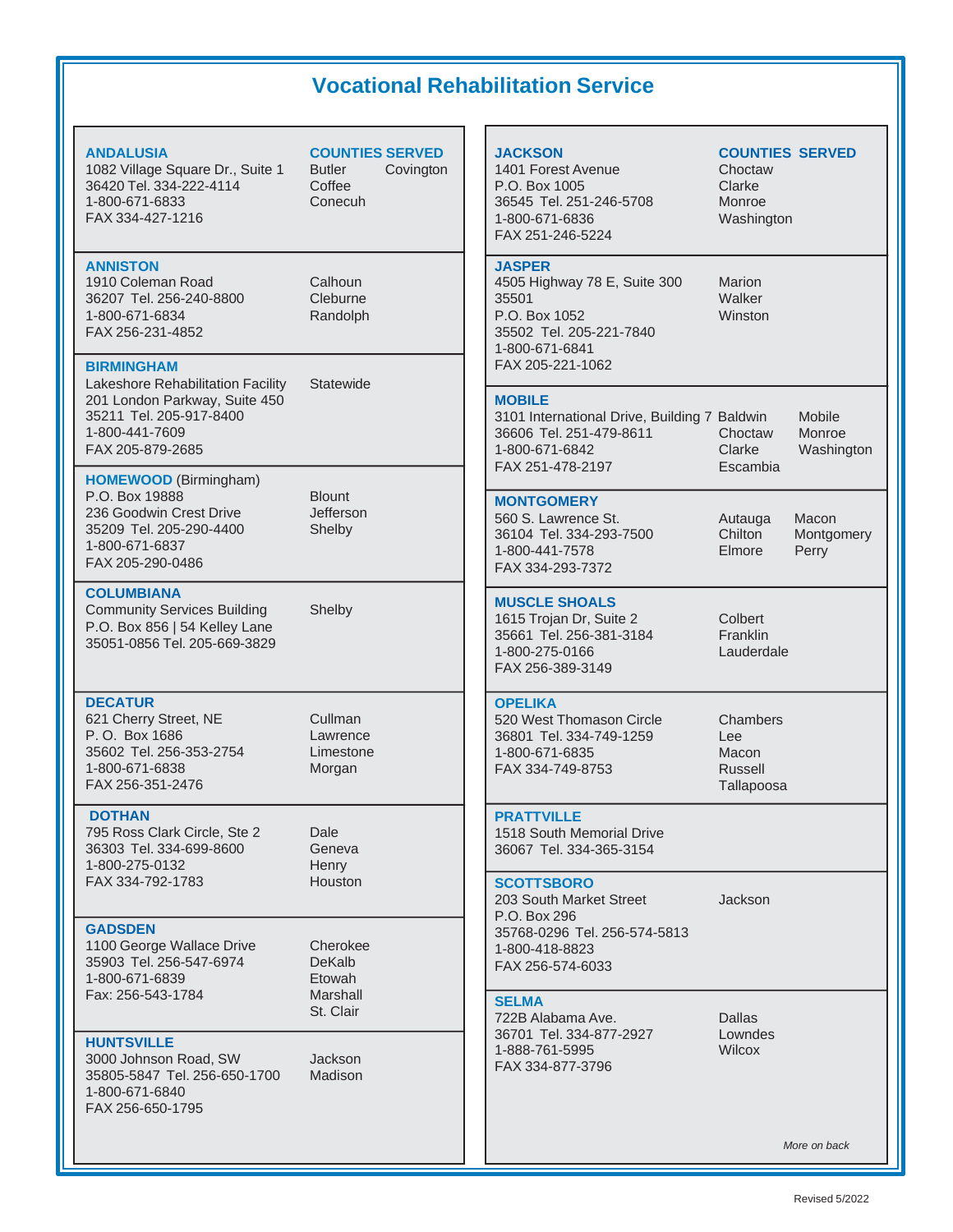# Vocational Rehabilitation Service

| Office | Counties Served |
| --- | --- |
| **ANDALUSIA**<br>1082 Village Square Dr., Suite 1<br>36420 Tel. 334-222-4114<br>1-800-671-6833<br>FAX 334-427-1216 | Butler<br>Coffee<br>Conecuh<br>Covington |
| **ANNISTON**<br>1910 Coleman Road<br>36207 Tel. 256-240-8800<br>1-800-671-6834<br>FAX 256-231-4852 | Calhoun<br>Cleburne<br>Randolph |
| **BIRMINGHAM**<br>Lakeshore Rehabilitation Facility<br>201 London Parkway, Suite 450<br>35211 Tel. 205-917-8400<br>1-800-441-7609<br>FAX 205-879-2685 | Statewide |
| **HOMEWOOD** (Birmingham)<br>P.O. Box 19888<br>236 Goodwin Crest Drive<br>35209 Tel. 205-290-4400<br>1-800-671-6837<br>FAX 205-290-0486 | Blount<br>Jefferson<br>Shelby |
| **COLUMBIANA**<br>Community Services Building<br>P.O. Box 856 \| 54 Kelley Lane<br>35051-0856 Tel. 205-669-3829 | Shelby |
| **DECATUR**<br>621 Cherry Street, NE<br>P. O. Box 1686<br>35602 Tel. 256-353-2754<br>1-800-671-6838<br>FAX 256-351-2476 | Cullman<br>Lawrence<br>Limestone<br>Morgan |
| **DOTHAN**<br>795 Ross Clark Circle, Ste 2<br>36303 Tel. 334-699-8600<br>1-800-275-0132<br>FAX 334-792-1783 | Dale<br>Geneva<br>Henry<br>Houston |
| **GADSDEN**<br>1100 George Wallace Drive<br>35903 Tel. 256-547-6974<br>1-800-671-6839<br>Fax: 256-543-1784 | Cherokee<br>DeKalb<br>Etowah<br>Marshall<br>St. Clair |
| **HUNTSVILLE**<br>3000 Johnson Road, SW<br>35805-5847 Tel. 256-650-1700<br>1-800-671-6840<br>FAX 256-650-1795 | Jackson<br>Madison |
| **JACKSON**<br>1401 Forest Avenue<br>P.O. Box 1005<br>36545 Tel. 251-246-5708<br>1-800-671-6836<br>FAX 251-246-5224 | Choctaw<br>Clarke<br>Monroe<br>Washington |
| **JASPER**<br>4505 Highway 78 E, Suite 300<br>35501<br>P.O. Box 1052<br>35502 Tel. 205-221-7840<br>1-800-671-6841<br>FAX 205-221-1062 | Marion<br>Walker<br>Winston |
| **MOBILE**<br>3101 International Drive, Building 7<br>36606 Tel. 251-479-8611<br>1-800-671-6842<br>FAX 251-478-2197 | Baldwin<br>Choctaw<br>Clarke<br>Escambia<br>Mobile<br>Monroe<br>Washington |
| **MONTGOMERY**<br>560 S. Lawrence St.<br>36104 Tel. 334-293-7500<br>1-800-441-7578<br>FAX 334-293-7372 | Autauga<br>Chilton<br>Elmore<br>Macon<br>Montgomery<br>Perry |
| **MUSCLE SHOALS**<br>1615 Trojan Dr, Suite 2<br>35661 Tel. 256-381-3184<br>1-800-275-0166<br>FAX 256-389-3149 | Colbert<br>Franklin<br>Lauderdale |
| **OPELIKA**<br>520 West Thomason Circle<br>36801 Tel. 334-749-1259<br>1-800-671-6835<br>FAX 334-749-8753 | Chambers<br>Lee<br>Macon<br>Russell<br>Tallapoosa |
| **PRATTVILLE**<br>1518 South Memorial Drive<br>36067 Tel. 334-365-3154 | |
| **SCOTTSBORO**<br>203 South Market Street<br>P.O. Box 296<br>35768-0296 Tel. 256-574-5813<br>1-800-418-8823<br>FAX 256-574-6033 | Jackson |
| **SELMA**<br>722B Alabama Ave.<br>36701 Tel. 334-877-2927<br>1-888-761-5995<br>FAX 334-877-3796 | Dallas<br>Lowndes<br>Wilcox |

*More on back*

Revised 5/2022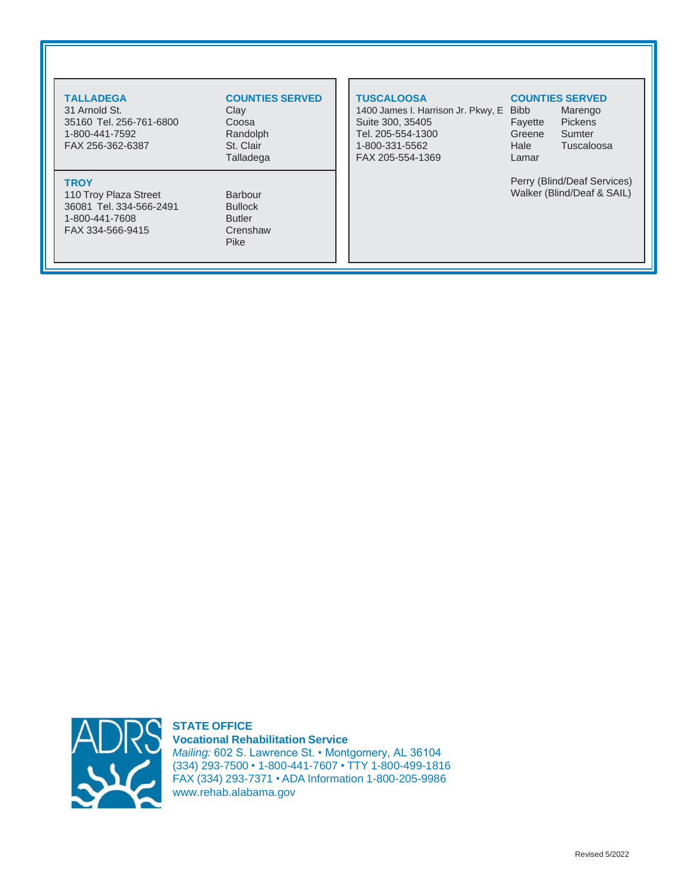**TALLADEGA**
31 Arnold St.
35160 Tel. 256-761-6800
1-800-441-7592
FAX 256-362-6387

**COUNTIES SERVED**
Clay
Coosa
Randolph
St. Clair
Talladega

**TROY**
110 Troy Plaza Street
36081 Tel. 334-566-2491
1-800-441-7608
FAX 334-566-9415

Barbour
Bullock
Butler
Crenshaw
Pike

**TUSCALOOSA**
1400 James I. Harrison Jr. Pkwy, E
Suite 300, 35405
Tel. 205-554-1300
1-800-331-5562
FAX 205-554-1369

**COUNTIES SERVED**
Bibb
Fayette
Greene
Hale
Lamar
Marengo
Pickens
Sumter
Tuscaloosa

Perry (Blind/Deaf Services)
Walker (Blind/Deaf & SAIL)

**STATE OFFICE**
**Vocational Rehabilitation Service**
*Mailing:* 602 S. Lawrence St. • Montgomery, AL 36104
(334) 293-7500 • 1-800-441-7607 • TTY 1-800-499-1816
FAX (334) 293-7371 • ADA Information 1-800-205-9986
www.rehab.alabama.gov

Revised 5/2022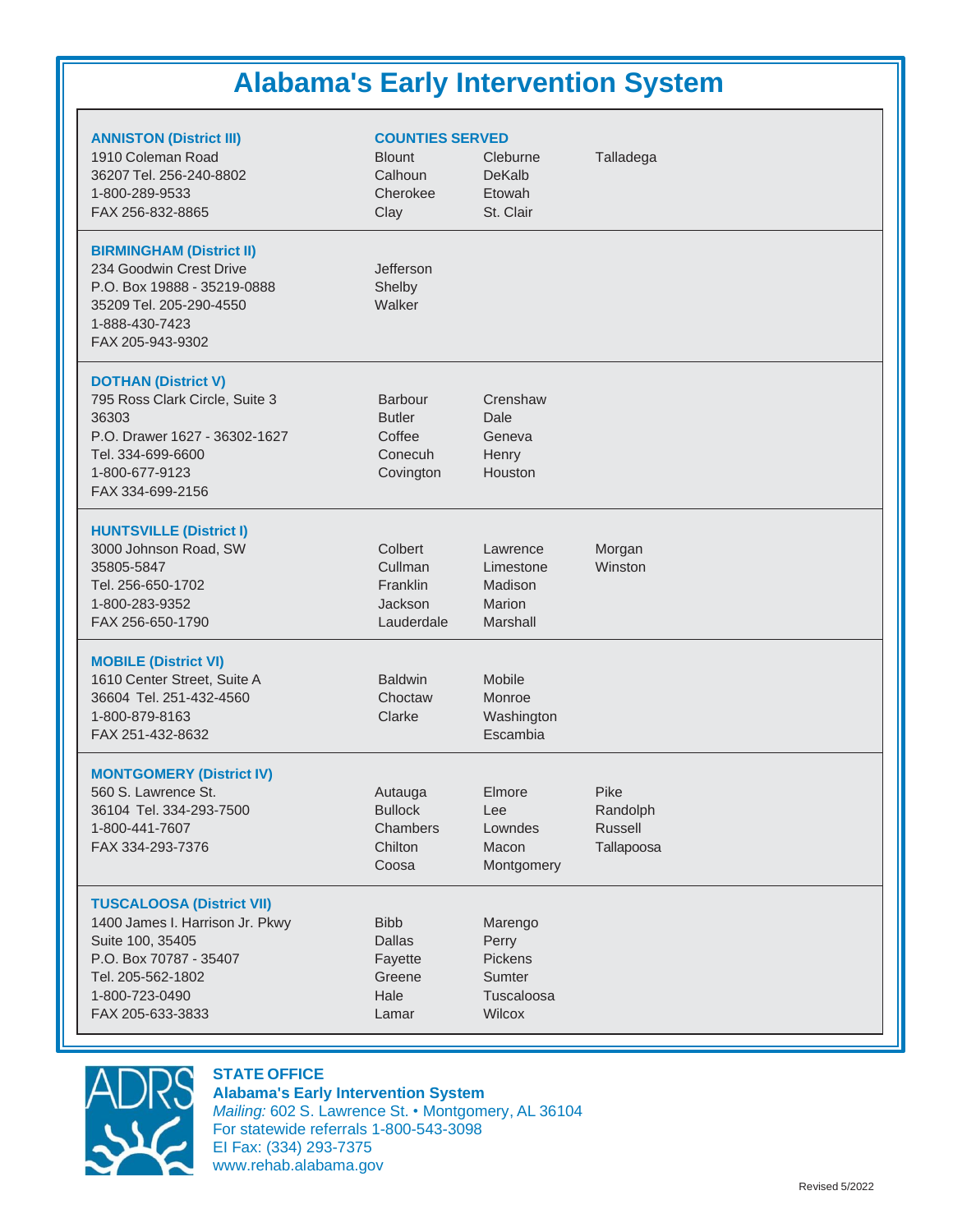# Alabama's Early Intervention System

| | | | |
|---|---|---|---|
| **ANNISTON (District III)**<br>1910 Coleman Road<br>36207 Tel. 256-240-8802<br>1-800-289-9533<br>FAX 256-832-8865 | **COUNTIES SERVED**<br>Blount<br>Calhoun<br>Cherokee<br>Clay | Cleburne<br>DeKalb<br>Etowah<br>St. Clair | Talladega |
| **BIRMINGHAM (District II)**<br>234 Goodwin Crest Drive<br>P.O. Box 19888 - 35219-0888<br>35209 Tel. 205-290-4550<br>1-888-430-7423<br>FAX 205-943-9302 | Jefferson<br>Shelby<br>Walker | | |
| **DOTHAN (District V)**<br>795 Ross Clark Circle, Suite 3<br>36303<br>P.O. Drawer 1627 - 36302-1627<br>Tel. 334-699-6600<br>1-800-677-9123<br>FAX 334-699-2156 | Barbour<br>Butler<br>Coffee<br>Conecuh<br>Covington | Crenshaw<br>Dale<br>Geneva<br>Henry<br>Houston | |
| **HUNTSVILLE (District I)**<br>3000 Johnson Road, SW<br>35805-5847<br>Tel. 256-650-1702<br>1-800-283-9352<br>FAX 256-650-1790 | Colbert<br>Cullman<br>Franklin<br>Jackson<br>Lauderdale | Lawrence<br>Limestone<br>Madison<br>Marion<br>Marshall | Morgan<br>Winston |
| **MOBILE (District VI)**<br>1610 Center Street, Suite A<br>36604 Tel. 251-432-4560<br>1-800-879-8163<br>FAX 251-432-8632 | Baldwin<br>Choctaw<br>Clarke | Mobile<br>Monroe<br>Washington<br>Escambia | |
| **MONTGOMERY (District IV)**<br>560 S. Lawrence St.<br>36104 Tel. 334-293-7500<br>1-800-441-7607<br>FAX 334-293-7376 | Autauga<br>Bullock<br>Chambers<br>Chilton<br>Coosa | Elmore<br>Lee<br>Lowndes<br>Macon<br>Montgomery | Pike<br>Randolph<br>Russell<br>Tallapoosa |
| **TUSCALOOSA (District VII)**<br>1400 James I. Harrison Jr. Pkwy<br>Suite 100, 35405<br>P.O. Box 70787 - 35407<br>Tel. 205-562-1802<br>1-800-723-0490<br>FAX 205-633-3833 | Bibb<br>Dallas<br>Fayette<br>Greene<br>Hale<br>Lamar | Marengo<br>Perry<br>Pickens<br>Sumter<br>Tuscaloosa<br>Wilcox | |

ADRS

**STATE OFFICE**
**Alabama's Early Intervention System**
*Mailing:* 602 S. Lawrence St. • Montgomery, AL 36104
For statewide referrals 1-800-543-3098
EI Fax: (334) 293-7375
www.rehab.alabama.gov

Revised 5/2022